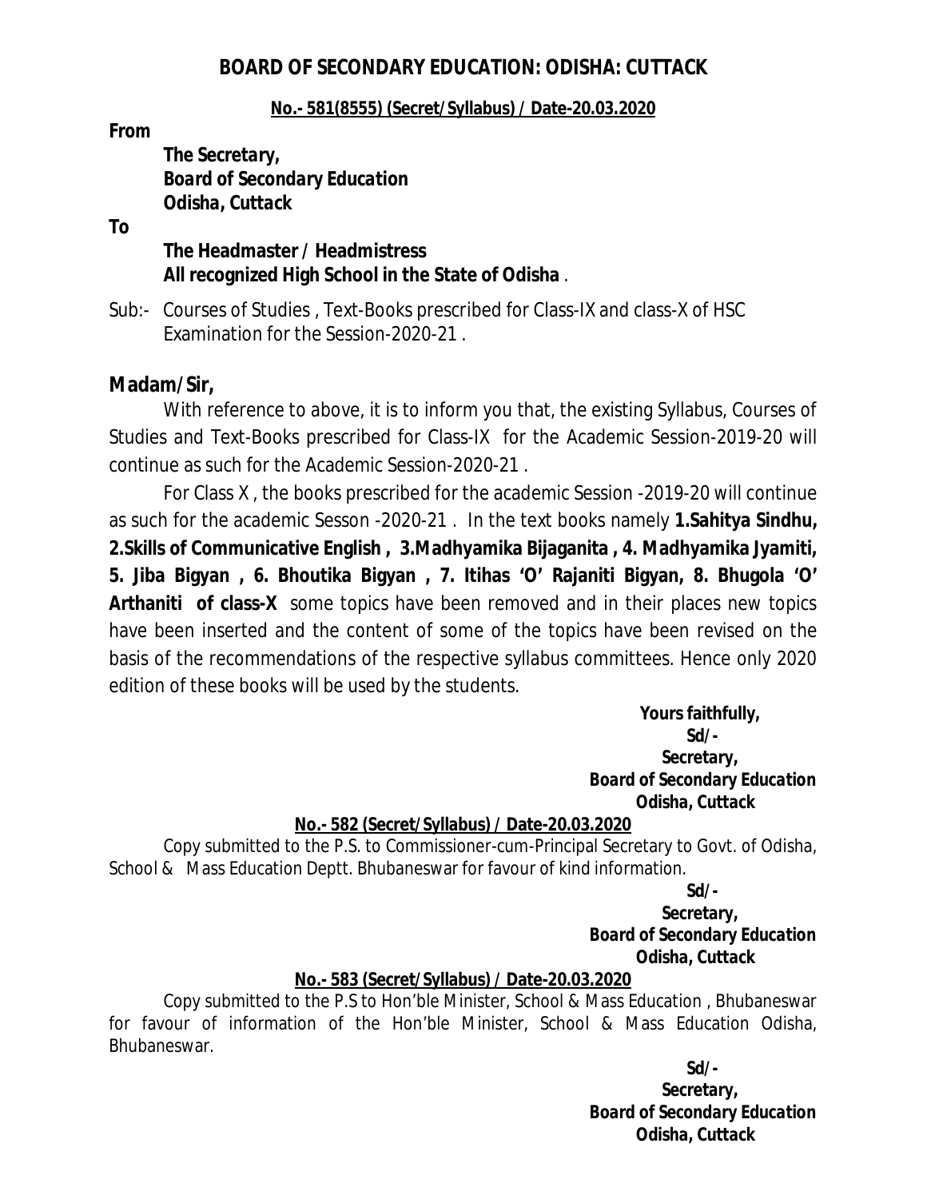# BOARD OF SECONDARY EDUCATION: ODISHA: CUTTACK

**No.- 581(8555) (Secret/Syllabus) / Date-20.03.2020**

**From**

***The Secretary,***
***Board of Secondary Education***
***Odisha, Cuttack***

**To**

**The Headmaster / Headmistress**
**All recognized High School in the State of Odisha** .

Sub:- Courses of Studies , Text-Books prescribed for Class-IX and class-X of HSC Examination for the Session-2020-21 .

**Madam/Sir,**

With reference to above, it is to inform you that, the existing Syllabus, Courses of Studies and Text-Books prescribed for Class-IX for the Academic Session-2019-20 will continue as such for the Academic Session-2020-21 .

For Class X , the books prescribed for the academic Session -2019-20 will continue as such for the academic Sesson -2020-21 . In the text books namely **1.Sahitya Sindhu, 2.Skills of Communicative English , 3.Madhyamika Bijaganita , 4. Madhyamika Jyamiti, 5. Jiba Bigyan , 6. Bhoutika Bigyan , 7. Itihas 'O' Rajaniti Bigyan, 8. Bhugola 'O' Arthaniti of class-X** some topics have been removed and in their places new topics have been inserted and the content of some of the topics have been revised on the basis of the recommendations of the respective syllabus committees. Hence only 2020 edition of these books will be used by the students.

**Yours faithfully,**
**Sd/-**
***Secretary,***
***Board of Secondary Education***
**Odisha, Cuttack**

**No.- 582 (Secret/Syllabus) / Date-20.03.2020**

Copy submitted to the P.S. to Commissioner-cum-Principal Secretary to Govt. of Odisha, School & Mass Education Deptt. Bhubaneswar for favour of kind information.

**Sd/-**
***Secretary,***
***Board of Secondary Education***
**Odisha, Cuttack**

**No.- 583 (Secret/Syllabus) / Date-20.03.2020**

Copy submitted to the P.S to Hon'ble Minister, School & Mass Education , Bhubaneswar for favour of information of the Hon'ble Minister, School & Mass Education Odisha, Bhubaneswar.

**Sd/-**
***Secretary,***
***Board of Secondary Education***
**Odisha, Cuttack**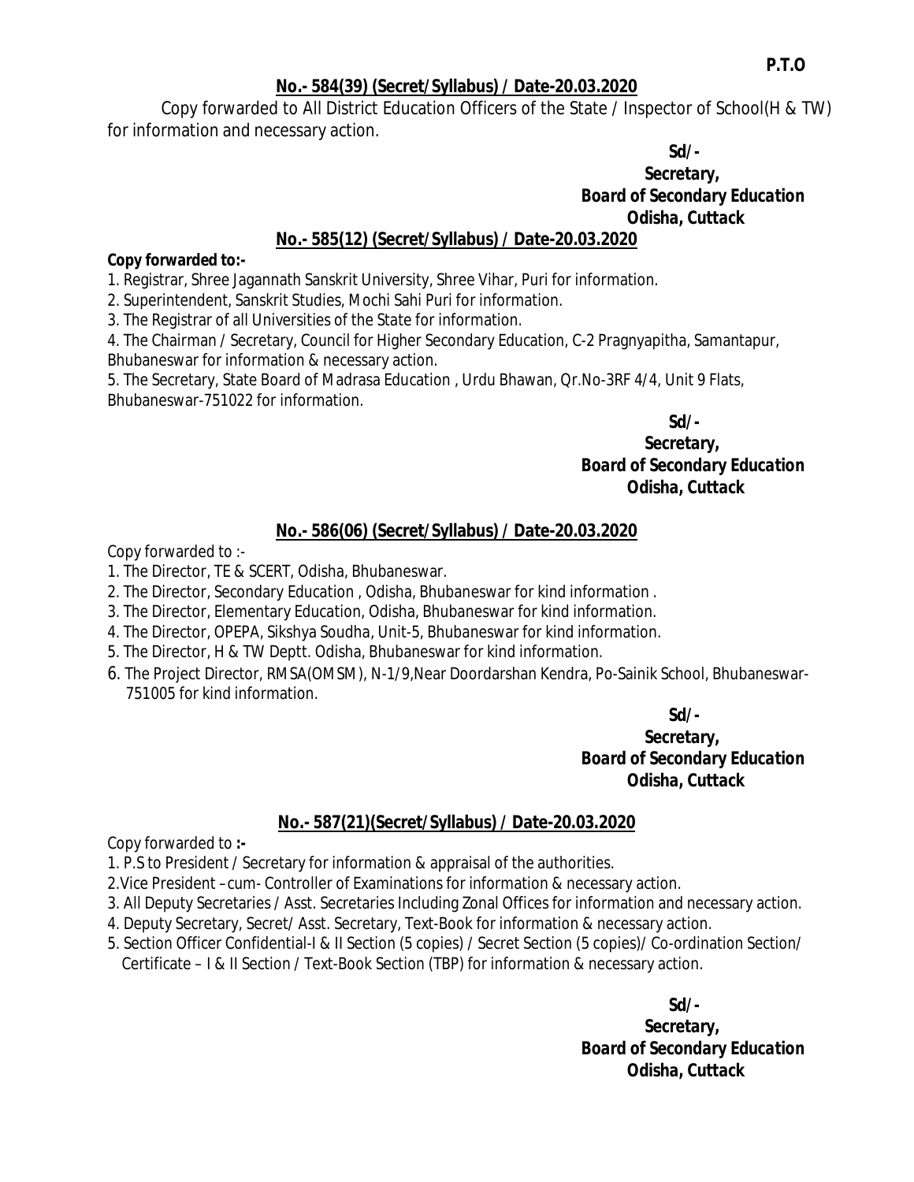P.T.O

**No.- 584(39) (Secret/Syllabus) / Date-20.03.2020**

Copy forwarded to All District Education Officers of the State / Inspector of School(H & TW) for information and necessary action.

**Sd/-**
***Secretary,***
***Board of Secondary Education***
***Odisha, Cuttack***

**No.- 585(12) (Secret/Syllabus) / Date-20.03.2020**

**Copy forwarded to:-**

1. Registrar, Shree Jagannath Sanskrit University, Shree Vihar, Puri for information.
2. Superintendent, Sanskrit Studies, Mochi Sahi Puri for information.
3. The Registrar of all Universities of the State for information.
4. The Chairman / Secretary, Council for Higher Secondary Education, C-2 Pragnyapitha, Samantapur, Bhubaneswar for information & necessary action.
5. The Secretary, State Board of Madrasa Education , Urdu Bhawan, Qr.No-3RF 4/4, Unit 9 Flats, Bhubaneswar-751022 for information.

**Sd/-**
***Secretary,***
***Board of Secondary Education***
***Odisha, Cuttack***

**No.- 586(06) (Secret/Syllabus) / Date-20.03.2020**

Copy forwarded to :-

1. The Director, TE & SCERT, Odisha, Bhubaneswar.
2. The Director, Secondary Education , Odisha, Bhubaneswar for kind information .
3. The Director, Elementary Education, Odisha, Bhubaneswar for kind information.
4. The Director, OPEPA, Sikshya Soudha, Unit-5, Bhubaneswar for kind information.
5. The Director, H & TW Deptt. Odisha, Bhubaneswar for kind information.
6. The Project Director, RMSA(OMSM), N-1/9,Near Doordarshan Kendra, Po-Sainik School, Bhubaneswar-751005 for kind information.

**Sd/-**
***Secretary,***
***Board of Secondary Education***
***Odisha, Cuttack***

**No.- 587(21)(Secret/Syllabus) / Date-20.03.2020**

Copy forwarded to **:-**

1. P.S to President / Secretary for information & appraisal of the authorities.
2. Vice President –cum- Controller of Examinations for information & necessary action.
3. All Deputy Secretaries / Asst. Secretaries Including Zonal Offices for information and necessary action.
4. Deputy Secretary, Secret/ Asst. Secretary, Text-Book for information & necessary action.
5. Section Officer Confidential-I & II Section (5 copies) / Secret Section (5 copies)/ Co-ordination Section/ Certificate – I & II Section / Text-Book Section (TBP) for information & necessary action.

**Sd/-**
***Secretary,***
***Board of Secondary Education***
***Odisha, Cuttack***